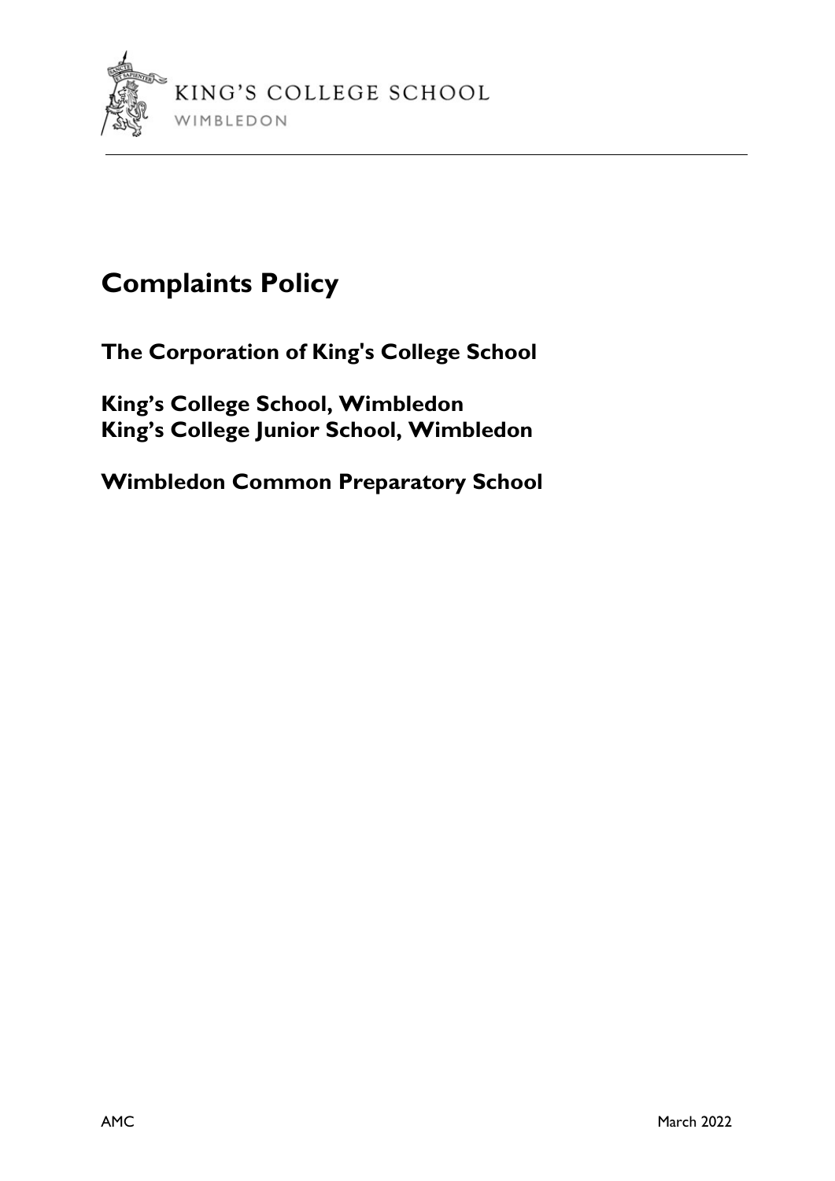KING'S COLLEGE SCHOOL
WIMBLEDON

# Complaints Policy

## The Corporation of King's College School

## King's College School, Wimbledon
## King's College Junior School, Wimbledon

## Wimbledon Common Preparatory School

AMC March 2022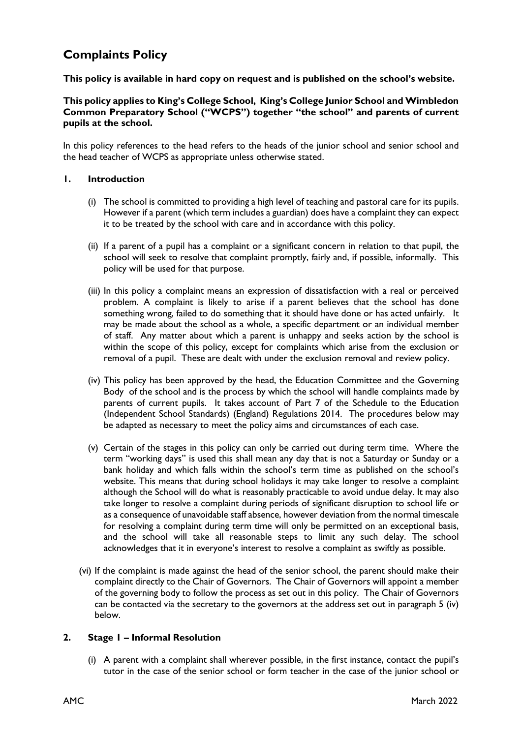# Complaints Policy

**This policy is available in hard copy on request and is published on the school's website.**

**This policy applies to King's College School, King's College Junior School and Wimbledon Common Preparatory School ("WCPS") together "the school" and parents of current pupils at the school.**

In this policy references to the head refers to the heads of the junior school and senior school and the head teacher of WCPS as appropriate unless otherwise stated.

## 1. Introduction

(i) The school is committed to providing a high level of teaching and pastoral care for its pupils. However if a parent (which term includes a guardian) does have a complaint they can expect it to be treated by the school with care and in accordance with this policy.

(ii) If a parent of a pupil has a complaint or a significant concern in relation to that pupil, the school will seek to resolve that complaint promptly, fairly and, if possible, informally. This policy will be used for that purpose.

(iii) In this policy a complaint means an expression of dissatisfaction with a real or perceived problem. A complaint is likely to arise if a parent believes that the school has done something wrong, failed to do something that it should have done or has acted unfairly. It may be made about the school as a whole, a specific department or an individual member of staff. Any matter about which a parent is unhappy and seeks action by the school is within the scope of this policy, except for complaints which arise from the exclusion or removal of a pupil. These are dealt with under the exclusion removal and review policy.

(iv) This policy has been approved by the head, the Education Committee and the Governing Body of the school and is the process by which the school will handle complaints made by parents of current pupils. It takes account of Part 7 of the Schedule to the Education (Independent School Standards) (England) Regulations 2014. The procedures below may be adapted as necessary to meet the policy aims and circumstances of each case.

(v) Certain of the stages in this policy can only be carried out during term time. Where the term "working days" is used this shall mean any day that is not a Saturday or Sunday or a bank holiday and which falls within the school's term time as published on the school's website. This means that during school holidays it may take longer to resolve a complaint although the School will do what is reasonably practicable to avoid undue delay. It may also take longer to resolve a complaint during periods of significant disruption to school life or as a consequence of unavoidable staff absence, however deviation from the normal timescale for resolving a complaint during term time will only be permitted on an exceptional basis, and the school will take all reasonable steps to limit any such delay. The school acknowledges that it in everyone's interest to resolve a complaint as swiftly as possible.

(vi) If the complaint is made against the head of the senior school, the parent should make their complaint directly to the Chair of Governors. The Chair of Governors will appoint a member of the governing body to follow the process as set out in this policy. The Chair of Governors can be contacted via the secretary to the governors at the address set out in paragraph 5 (iv) below.

## 2. Stage 1 – Informal Resolution

(i) A parent with a complaint shall wherever possible, in the first instance, contact the pupil's tutor in the case of the senior school or form teacher in the case of the junior school or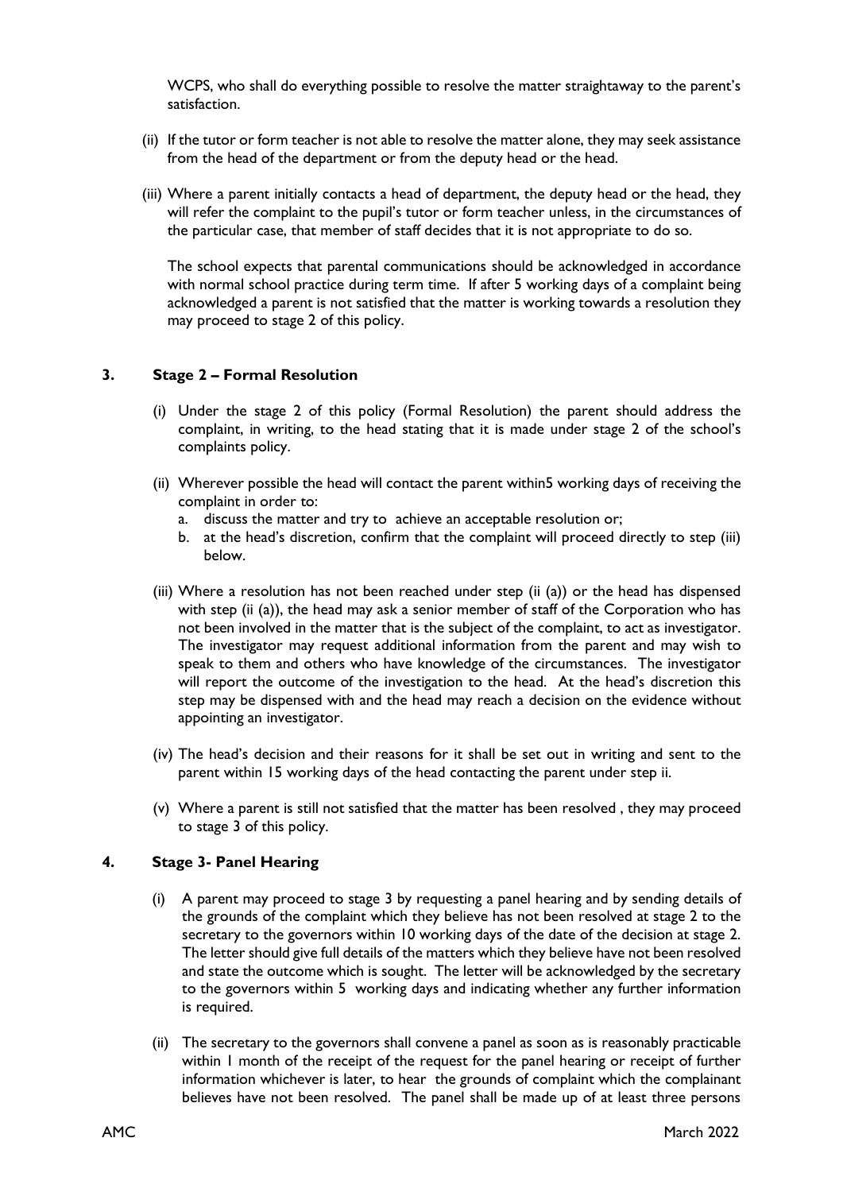WCPS, who shall do everything possible to resolve the matter straightaway to the parent's satisfaction.

(ii) If the tutor or form teacher is not able to resolve the matter alone, they may seek assistance from the head of the department or from the deputy head or the head.

(iii) Where a parent initially contacts a head of department, the deputy head or the head, they will refer the complaint to the pupil's tutor or form teacher unless, in the circumstances of the particular case, that member of staff decides that it is not appropriate to do so.

The school expects that parental communications should be acknowledged in accordance with normal school practice during term time. If after 5 working days of a complaint being acknowledged a parent is not satisfied that the matter is working towards a resolution they may proceed to stage 2 of this policy.

## 3. Stage 2 – Formal Resolution

(i) Under the stage 2 of this policy (Formal Resolution) the parent should address the complaint, in writing, to the head stating that it is made under stage 2 of the school's complaints policy.

(ii) Wherever possible the head will contact the parent within5 working days of receiving the complaint in order to:

   a. discuss the matter and try to achieve an acceptable resolution or;
   b. at the head's discretion, confirm that the complaint will proceed directly to step (iii) below.

(iii) Where a resolution has not been reached under step (ii (a)) or the head has dispensed with step (ii (a)), the head may ask a senior member of staff of the Corporation who has not been involved in the matter that is the subject of the complaint, to act as investigator. The investigator may request additional information from the parent and may wish to speak to them and others who have knowledge of the circumstances. The investigator will report the outcome of the investigation to the head. At the head's discretion this step may be dispensed with and the head may reach a decision on the evidence without appointing an investigator.

(iv) The head's decision and their reasons for it shall be set out in writing and sent to the parent within 15 working days of the head contacting the parent under step ii.

(v) Where a parent is still not satisfied that the matter has been resolved , they may proceed to stage 3 of this policy.

## 4. Stage 3- Panel Hearing

(i) A parent may proceed to stage 3 by requesting a panel hearing and by sending details of the grounds of the complaint which they believe has not been resolved at stage 2 to the secretary to the governors within 10 working days of the date of the decision at stage 2. The letter should give full details of the matters which they believe have not been resolved and state the outcome which is sought. The letter will be acknowledged by the secretary to the governors within 5 working days and indicating whether any further information is required.

(ii) The secretary to the governors shall convene a panel as soon as is reasonably practicable within 1 month of the receipt of the request for the panel hearing or receipt of further information whichever is later, to hear the grounds of complaint which the complainant believes have not been resolved. The panel shall be made up of at least three persons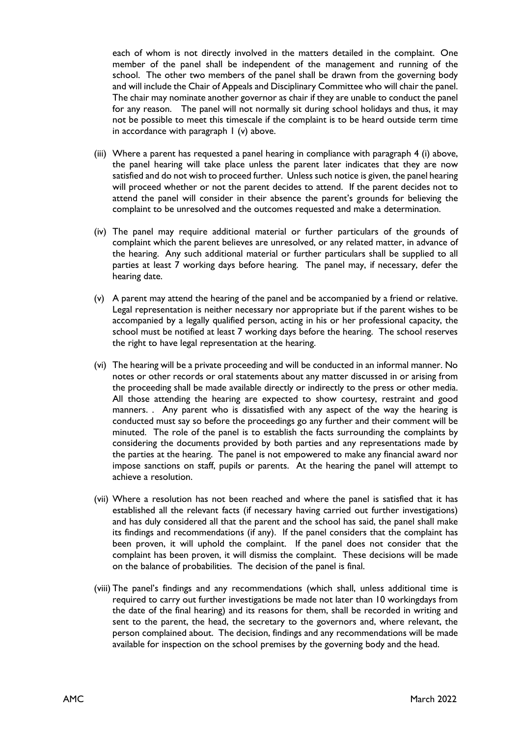each of whom is not directly involved in the matters detailed in the complaint. One member of the panel shall be independent of the management and running of the school. The other two members of the panel shall be drawn from the governing body and will include the Chair of Appeals and Disciplinary Committee who will chair the panel. The chair may nominate another governor as chair if they are unable to conduct the panel for any reason. The panel will not normally sit during school holidays and thus, it may not be possible to meet this timescale if the complaint is to be heard outside term time in accordance with paragraph 1 (v) above.

(iii) Where a parent has requested a panel hearing in compliance with paragraph 4 (i) above, the panel hearing will take place unless the parent later indicates that they are now satisfied and do not wish to proceed further. Unless such notice is given, the panel hearing will proceed whether or not the parent decides to attend. If the parent decides not to attend the panel will consider in their absence the parent's grounds for believing the complaint to be unresolved and the outcomes requested and make a determination.

(iv) The panel may require additional material or further particulars of the grounds of complaint which the parent believes are unresolved, or any related matter, in advance of the hearing. Any such additional material or further particulars shall be supplied to all parties at least 7 working days before hearing. The panel may, if necessary, defer the hearing date.

(v) A parent may attend the hearing of the panel and be accompanied by a friend or relative. Legal representation is neither necessary nor appropriate but if the parent wishes to be accompanied by a legally qualified person, acting in his or her professional capacity, the school must be notified at least 7 working days before the hearing. The school reserves the right to have legal representation at the hearing.

(vi) The hearing will be a private proceeding and will be conducted in an informal manner. No notes or other records or oral statements about any matter discussed in or arising from the proceeding shall be made available directly or indirectly to the press or other media. All those attending the hearing are expected to show courtesy, restraint and good manners. . Any parent who is dissatisfied with any aspect of the way the hearing is conducted must say so before the proceedings go any further and their comment will be minuted. The role of the panel is to establish the facts surrounding the complaints by considering the documents provided by both parties and any representations made by the parties at the hearing. The panel is not empowered to make any financial award nor impose sanctions on staff, pupils or parents. At the hearing the panel will attempt to achieve a resolution.

(vii) Where a resolution has not been reached and where the panel is satisfied that it has established all the relevant facts (if necessary having carried out further investigations) and has duly considered all that the parent and the school has said, the panel shall make its findings and recommendations (if any). If the panel considers that the complaint has been proven, it will uphold the complaint. If the panel does not consider that the complaint has been proven, it will dismiss the complaint. These decisions will be made on the balance of probabilities. The decision of the panel is final.

(viii) The panel's findings and any recommendations (which shall, unless additional time is required to carry out further investigations be made not later than 10 workingdays from the date of the final hearing) and its reasons for them, shall be recorded in writing and sent to the parent, the head, the secretary to the governors and, where relevant, the person complained about. The decision, findings and any recommendations will be made available for inspection on the school premises by the governing body and the head.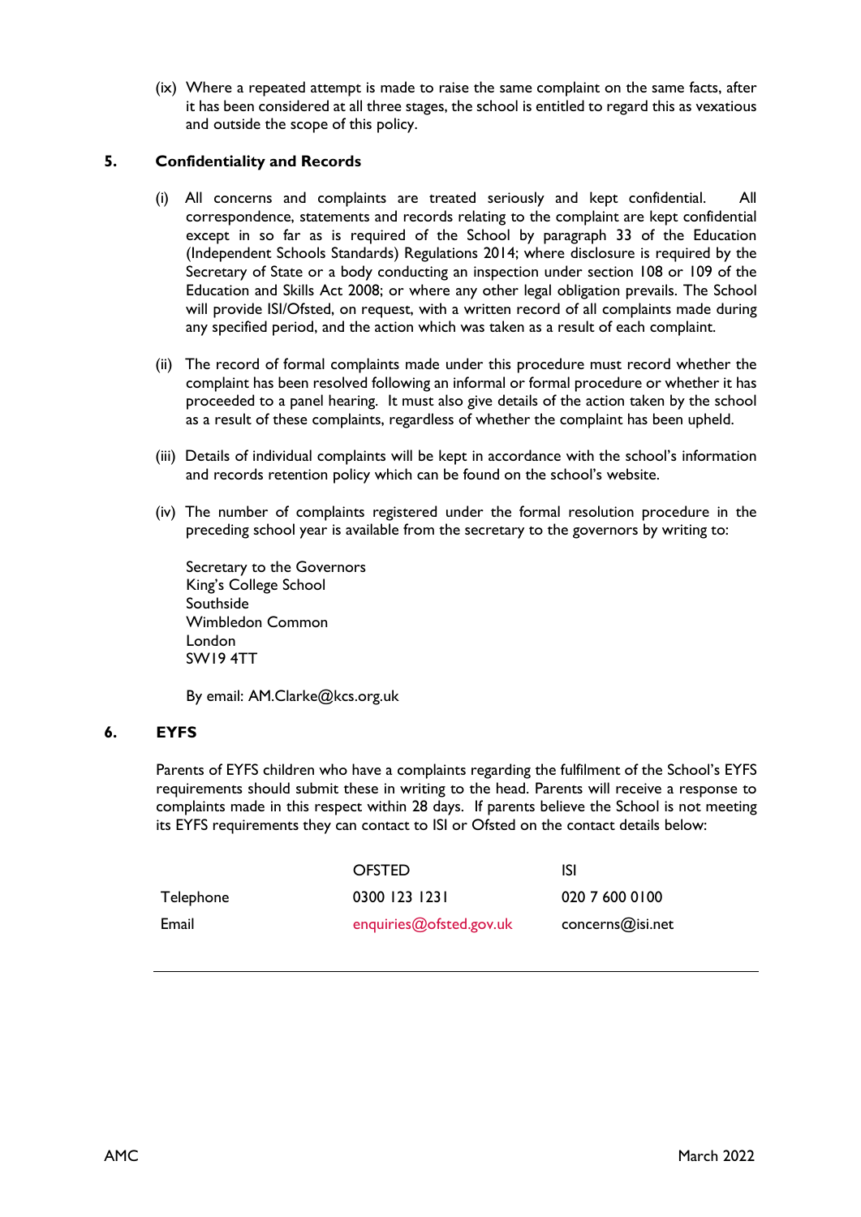(ix) Where a repeated attempt is made to raise the same complaint on the same facts, after it has been considered at all three stages, the school is entitled to regard this as vexatious and outside the scope of this policy.

## 5. Confidentiality and Records

(i) All concerns and complaints are treated seriously and kept confidential. All correspondence, statements and records relating to the complaint are kept confidential except in so far as is required of the School by paragraph 33 of the Education (Independent Schools Standards) Regulations 2014; where disclosure is required by the Secretary of State or a body conducting an inspection under section 108 or 109 of the Education and Skills Act 2008; or where any other legal obligation prevails. The School will provide ISI/Ofsted, on request, with a written record of all complaints made during any specified period, and the action which was taken as a result of each complaint.

(ii) The record of formal complaints made under this procedure must record whether the complaint has been resolved following an informal or formal procedure or whether it has proceeded to a panel hearing. It must also give details of the action taken by the school as a result of these complaints, regardless of whether the complaint has been upheld.

(iii) Details of individual complaints will be kept in accordance with the school's information and records retention policy which can be found on the school's website.

(iv) The number of complaints registered under the formal resolution procedure in the preceding school year is available from the secretary to the governors by writing to:

Secretary to the Governors
King's College School
Southside
Wimbledon Common
London
SW19 4TT

By email: AM.Clarke@kcs.org.uk

## 6. EYFS

Parents of EYFS children who have a complaints regarding the fulfilment of the School's EYFS requirements should submit these in writing to the head. Parents will receive a response to complaints made in this respect within 28 days. If parents believe the School is not meeting its EYFS requirements they can contact to ISI or Ofsted on the contact details below:

| | OFSTED | ISI |
|---|---|---|
| Telephone | 0300 123 1231 | 020 7 600 0100 |
| Email | enquiries@ofsted.gov.uk | concerns@isi.net |

AMC March 2022